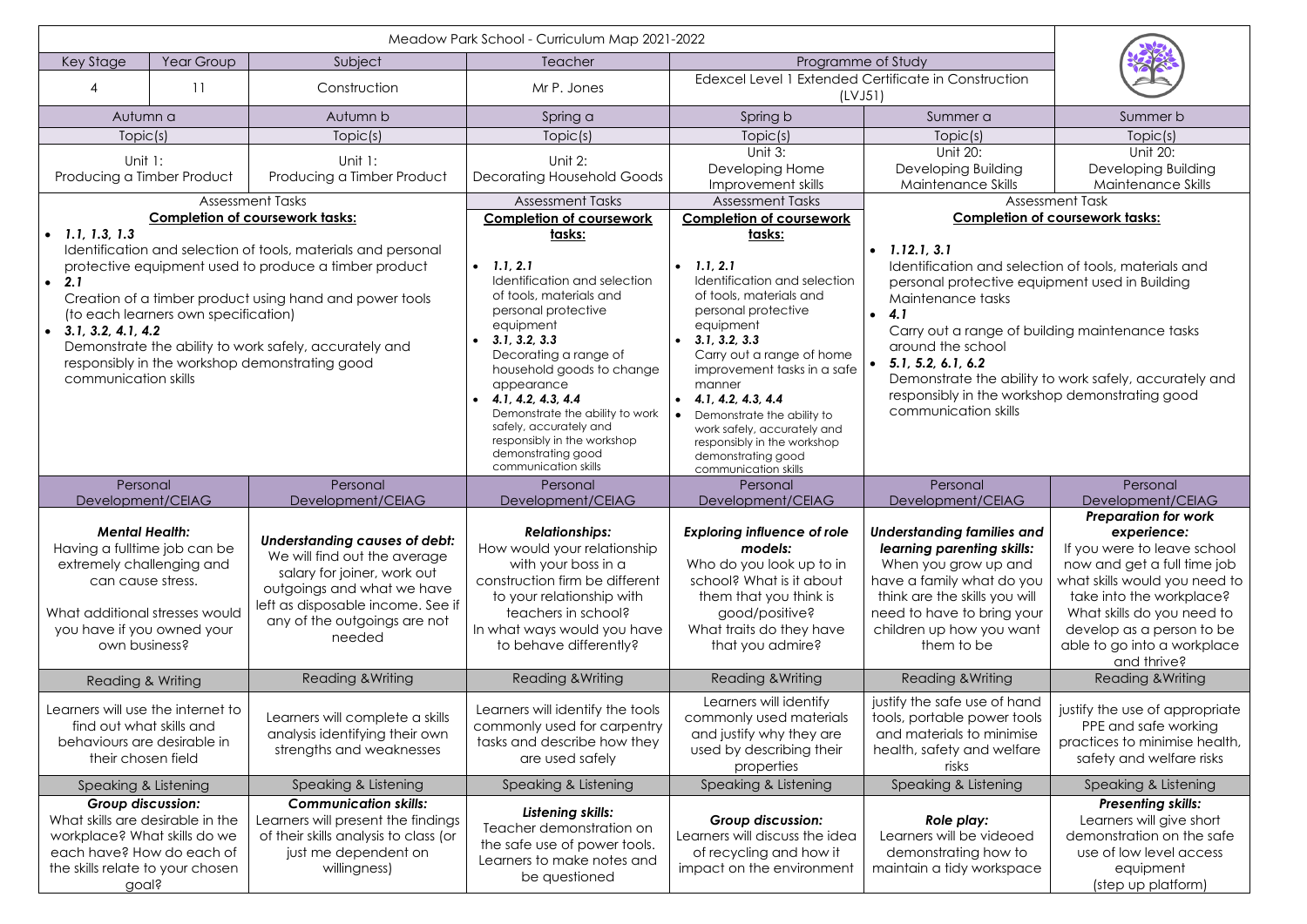# Meadow Park School - Curriculum Map 2021-2022

| Key Stage | Year Group | Subject | Teacher | Programme of Study |
|---|---|---|---|---|
| 4 | 11 | Construction | Mr P. Jones | Edexcel Level 1 Extended Certificate in Construction (LVJ51) |

| Autumn a | Autumn b | Spring a | Spring b | Summer a | Summer b |
|---|---|---|---|---|---|
| Topic(s) | Topic(s) | Topic(s) | Topic(s) | Topic(s) | Topic(s) |
| Unit 1: Producing a Timber Product | Unit 1: Producing a Timber Product | Unit 2: Decorating Household Goods | Unit 3: Developing Home Improvement skills | Unit 20: Developing Building Maintenance Skills | Unit 20: Developing Building Maintenance Skills |
| Assessment Tasks | | Assessment Tasks | Assessment Tasks | Assessment Task | |
| **Completion of coursework tasks:**<br>• *1.1, 1.3, 1.3*<br>Identification and selection of tools, materials and personal protective equipment used to produce a timber product<br>• *2.1*<br>Creation of a timber product using hand and power tools (to each learners own specification)<br>• *3.1, 3.2, 4.1, 4.2*<br>Demonstrate the ability to work safely, accurately and responsibly in the workshop demonstrating good communication skills | | **Completion of coursework tasks:**<br>• *1.1, 2.1*<br>Identification and selection of tools, materials and personal protective equipment<br>• *3.1, 3.2, 3.3*<br>Decorating a range of household goods to change appearance<br>• *4.1, 4.2, 4.3, 4.4*<br>Demonstrate the ability to work safely, accurately and responsibly in the workshop demonstrating good communication skills | **Completion of coursework tasks:**<br>• *1.1, 2.1*<br>Identification and selection of tools, materials and personal protective equipment<br>• *3.1, 3.2, 3.3*<br>Carry out a range of home improvement tasks in a safe manner<br>• *4.1, 4.2, 4.3, 4.4*<br>• Demonstrate the ability to work safely, accurately and responsibly in the workshop demonstrating good communication skills | **Completion of coursework tasks:**<br>• *1.12.1, 3.1*<br>Identification and selection of tools, materials and personal protective equipment used in Building Maintenance tasks<br>• *4.1*<br>Carry out a range of building maintenance tasks around the school<br>• *5.1, 5.2, 6.1, 6.2*<br>Demonstrate the ability to work safely, accurately and responsibly in the workshop demonstrating good communication skills | |
| Personal Development/CEIAG | Personal Development/CEIAG | Personal Development/CEIAG | Personal Development/CEIAG | Personal Development/CEIAG | Personal Development/CEIAG |
| ***Mental Health:***<br>Having a fulltime job can be extremely challenging and can cause stress.<br><br>What additional stresses would you have if you owned your own business? | ***Understanding causes of debt:***<br>We will find out the average salary for joiner, work out outgoings and what we have left as disposable income. See if any of the outgoings are not needed | ***Relationships:***<br>How would your relationship with your boss in a construction firm be different to your relationship with teachers in school?<br>In what ways would you have to behave differently? | ***Exploring influence of role models:***<br>Who do you look up to in school? What is it about them that you think is good/positive?<br>What traits do they have that you admire? | ***Understanding families and learning parenting skills:***<br>When you grow up and have a family what do you think are the skills you will need to have to bring your children up how you want them to be | ***Preparation for work experience:***<br>If you were to leave school now and get a full time job what skills would you need to take into the workplace?<br>What skills do you need to develop as a person to be able to go into a workplace and thrive? |
| Reading & Writing | Reading &Writing | Reading &Writing | Reading &Writing | Reading &Writing | Reading &Writing |
| Learners will use the internet to find out what skills and behaviours are desirable in their chosen field | Learners will complete a skills analysis identifying their own strengths and weaknesses | Learners will identify the tools commonly used for carpentry tasks and describe how they are used safely | Learners will identify commonly used materials and justify why they are used by describing their properties | justify the safe use of hand tools, portable power tools and materials to minimise health, safety and welfare risks | justify the use of appropriate PPE and safe working practices to minimise health, safety and welfare risks |
| Speaking & Listening | Speaking & Listening | Speaking & Listening | Speaking & Listening | Speaking & Listening | Speaking & Listening |
| ***Group discussion:***<br>What skills are desirable in the workplace? What skills do we each have? How do each of the skills relate to your chosen goal? | ***Communication skills:***<br>Learners will present the findings of their skills analysis to class (or just me dependent on willingness) | ***Listening skills:***<br>Teacher demonstration on the safe use of power tools. Learners to make notes and be questioned | ***Group discussion:***<br>Learners will discuss the idea of recycling and how it impact on the environment | ***Role play:***<br>Learners will be videoed demonstrating how to maintain a tidy workspace | ***Presenting skills:***<br>Learners will give short demonstration on the safe use of low level access equipment (step up platform) |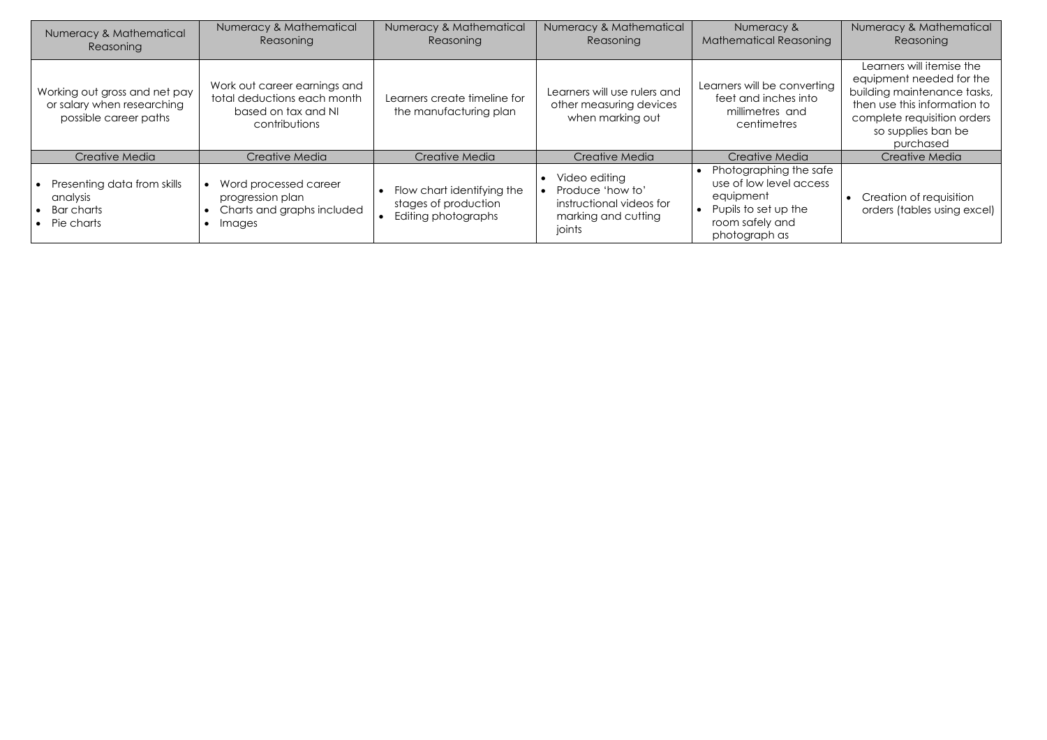| Numeracy & Mathematical Reasoning | Numeracy & Mathematical Reasoning | Numeracy & Mathematical Reasoning | Numeracy & Mathematical Reasoning | Numeracy & Mathematical Reasoning | Numeracy & Mathematical Reasoning |
|---|---|---|---|---|---|
| Working out gross and net pay or salary when researching possible career paths | Work out career earnings and total deductions each month based on tax and NI contributions | Learners create timeline for the manufacturing plan | Learners will use rulers and other measuring devices when marking out | Learners will be converting feet and inches into millimetres and centimetres | Learners will itemise the equipment needed for the building maintenance tasks, then use this information to complete requisition orders so supplies ban be purchased |
| Creative Media | Creative Media | Creative Media | Creative Media | Creative Media | Creative Media |
| • Presenting data from skills analysis<br>• Bar charts<br>• Pie charts | • Word processed career progression plan<br>• Charts and graphs included<br>• Images | • Flow chart identifying the stages of production<br>• Editing photographs | • Video editing<br>• Produce 'how to' instructional videos for marking and cutting joints | • Photographing the safe use of low level access equipment<br>• Pupils to set up the room safely and photograph as | • Creation of requisition orders (tables using excel) |